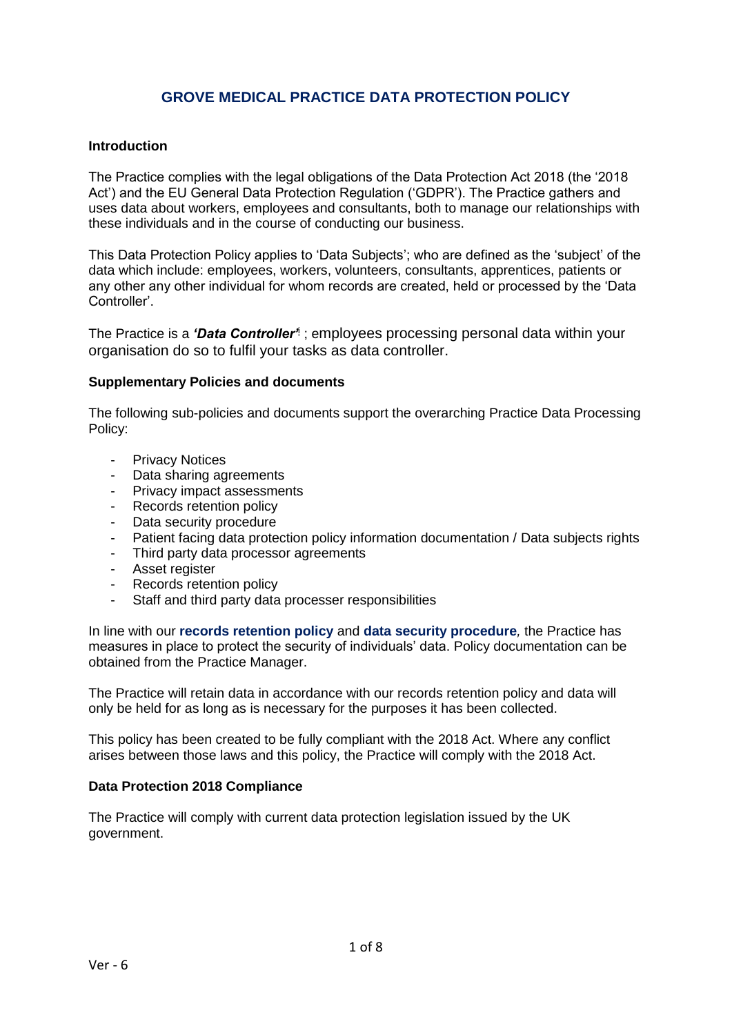# GROVE MEDICAL PRACTICE DATA PROTECTION POLICY

**Introduction**

The Practice complies with the legal obligations of the Data Protection Act 2018 (the '2018 Act') and the EU General Data Protection Regulation ('GDPR'). The Practice gathers and uses data about workers, employees and consultants, both to manage our relationships with these individuals and in the course of conducting our business.

This Data Protection Policy applies to 'Data Subjects'; who are defined as the 'subject' of the data which include: employees, workers, volunteers, consultants, apprentices, patients or any other any other individual for whom records are created, held or processed by the 'Data Controller'.

The Practice is a ***'Data Controller'***[1] ; employees processing personal data within your organisation do so to fulfil your tasks as data controller.

**Supplementary Policies and documents**

The following sub-policies and documents support the overarching Practice Data Processing Policy:

- Privacy Notices
- Data sharing agreements
- Privacy impact assessments
- Records retention policy
- Data security procedure
- Patient facing data protection policy information documentation / Data subjects rights
- Third party data processor agreements
- Asset register
- Records retention policy
- Staff and third party data processer responsibilities

In line with our **records retention policy** and **data security procedure***,* the Practice has measures in place to protect the security of individuals' data. Policy documentation can be obtained from the Practice Manager.

The Practice will retain data in accordance with our records retention policy and data will only be held for as long as is necessary for the purposes it has been collected.

This policy has been created to be fully compliant with the 2018 Act. Where any conflict arises between those laws and this policy, the Practice will comply with the 2018 Act.

**Data Protection 2018 Compliance**

The Practice will comply with current data protection legislation issued by the UK government.

Ver - 6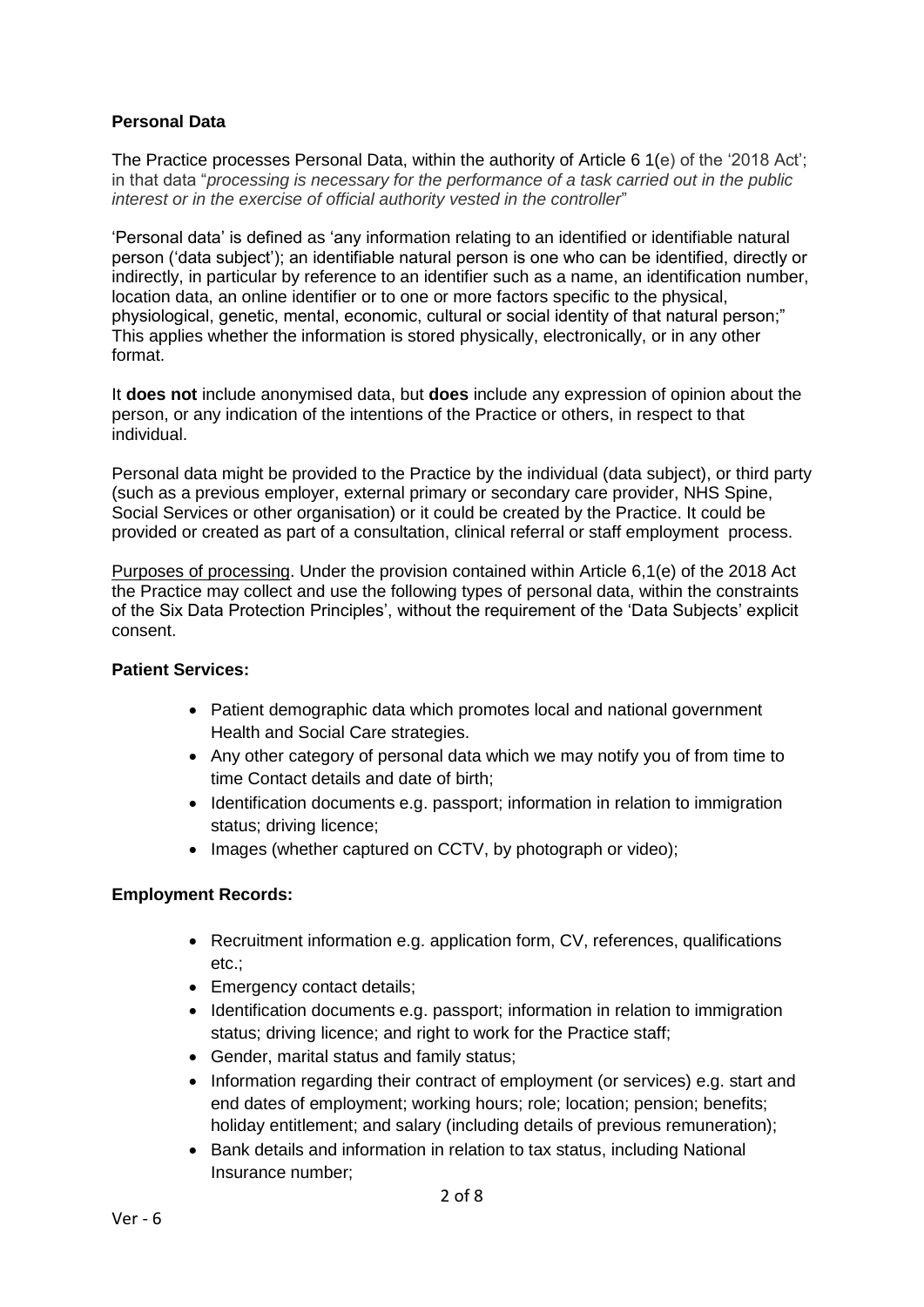**Personal Data**

The Practice processes Personal Data, within the authority of Article 6 1(e) of the '2018 Act'; in that data "*processing is necessary for the performance of a task carried out in the public interest or in the exercise of official authority vested in the controller*"

'Personal data' is defined as 'any information relating to an identified or identifiable natural person ('data subject'); an identifiable natural person is one who can be identified, directly or indirectly, in particular by reference to an identifier such as a name, an identification number, location data, an online identifier or to one or more factors specific to the physical, physiological, genetic, mental, economic, cultural or social identity of that natural person;" This applies whether the information is stored physically, electronically, or in any other format.

It **does not** include anonymised data, but **does** include any expression of opinion about the person, or any indication of the intentions of the Practice or others, in respect to that individual.

Personal data might be provided to the Practice by the individual (data subject), or third party (such as a previous employer, external primary or secondary care provider, NHS Spine, Social Services or other organisation) or it could be created by the Practice. It could be provided or created as part of a consultation, clinical referral or staff employment process.

Purposes of processing. Under the provision contained within Article 6,1(e) of the 2018 Act the Practice may collect and use the following types of personal data, within the constraints of the Six Data Protection Principles', without the requirement of the 'Data Subjects' explicit consent.

**Patient Services:**

- Patient demographic data which promotes local and national government Health and Social Care strategies.
- Any other category of personal data which we may notify you of from time to time Contact details and date of birth;
- Identification documents e.g. passport; information in relation to immigration status; driving licence;
- Images (whether captured on CCTV, by photograph or video);

**Employment Records:**

- Recruitment information e.g. application form, CV, references, qualifications etc.;
- Emergency contact details;
- Identification documents e.g. passport; information in relation to immigration status; driving licence; and right to work for the Practice staff;
- Gender, marital status and family status;
- Information regarding their contract of employment (or services) e.g. start and end dates of employment; working hours; role; location; pension; benefits; holiday entitlement; and salary (including details of previous remuneration);
- Bank details and information in relation to tax status, including National Insurance number;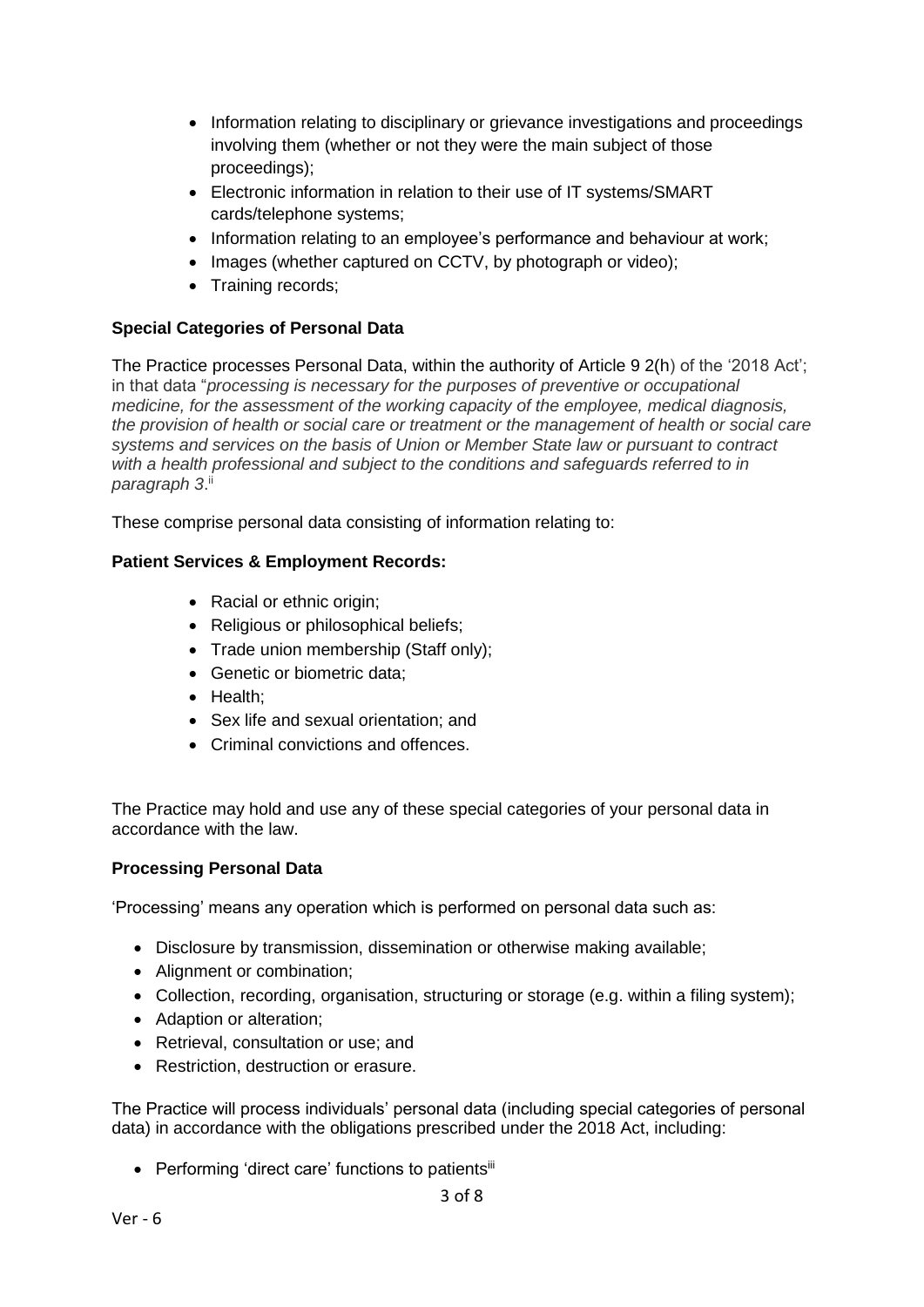- Information relating to disciplinary or grievance investigations and proceedings involving them (whether or not they were the main subject of those proceedings);
- Electronic information in relation to their use of IT systems/SMART cards/telephone systems;
- Information relating to an employee's performance and behaviour at work;
- Images (whether captured on CCTV, by photograph or video);
- Training records;

**Special Categories of Personal Data**

The Practice processes Personal Data, within the authority of Article 9 2(h) of the '2018 Act'; in that data "*processing is necessary for the purposes of preventive or occupational medicine, for the assessment of the working capacity of the employee, medical diagnosis, the provision of health or social care or treatment or the management of health or social care systems and services on the basis of Union or Member State law or pursuant to contract with a health professional and subject to the conditions and safeguards referred to in paragraph 3*.[ii]

These comprise personal data consisting of information relating to:

**Patient Services & Employment Records:**

- Racial or ethnic origin;
- Religious or philosophical beliefs;
- Trade union membership (Staff only);
- Genetic or biometric data;
- Health;
- Sex life and sexual orientation; and
- Criminal convictions and offences.

The Practice may hold and use any of these special categories of your personal data in accordance with the law.

**Processing Personal Data**

'Processing' means any operation which is performed on personal data such as:

- Disclosure by transmission, dissemination or otherwise making available;
- Alignment or combination;
- Collection, recording, organisation, structuring or storage (e.g. within a filing system);
- Adaption or alteration;
- Retrieval, consultation or use; and
- Restriction, destruction or erasure.

The Practice will process individuals' personal data (including special categories of personal data) in accordance with the obligations prescribed under the 2018 Act, including:

- Performing 'direct care' functions to patients[iii]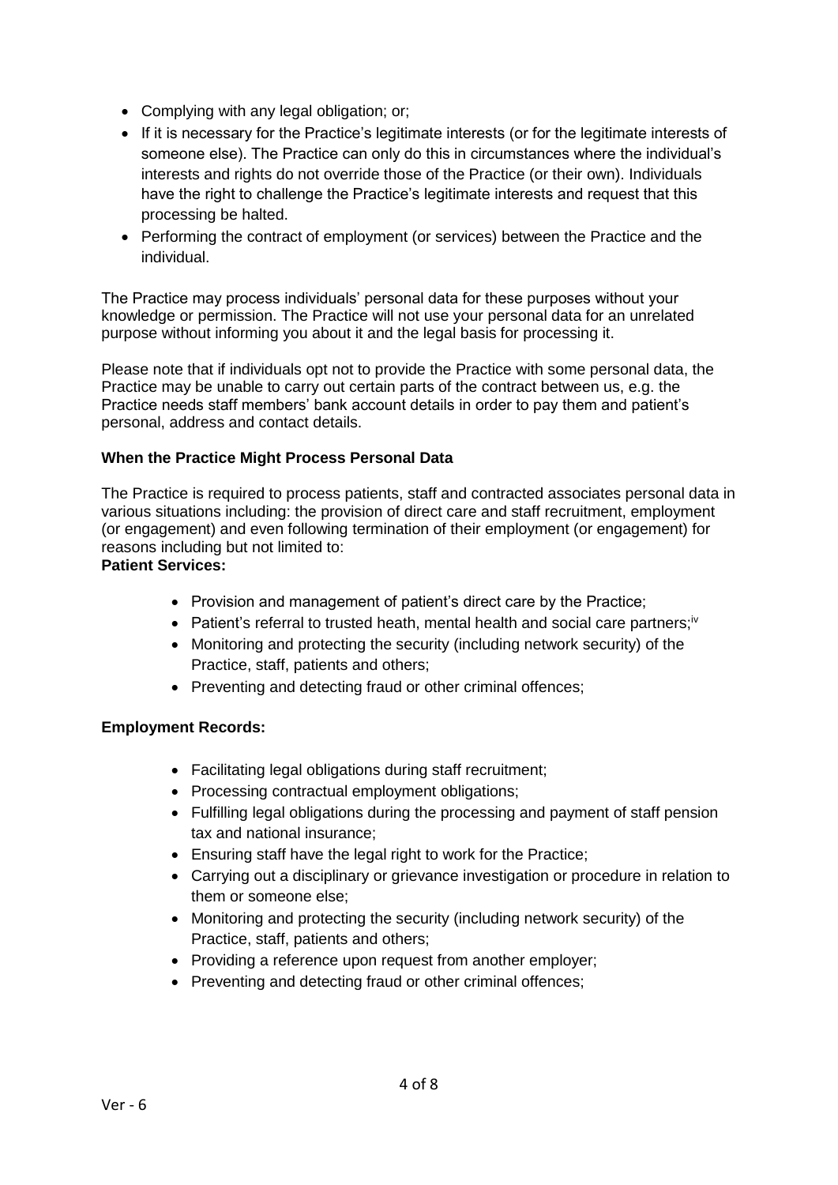- Complying with any legal obligation; or;
- If it is necessary for the Practice's legitimate interests (or for the legitimate interests of someone else). The Practice can only do this in circumstances where the individual's interests and rights do not override those of the Practice (or their own). Individuals have the right to challenge the Practice's legitimate interests and request that this processing be halted.
- Performing the contract of employment (or services) between the Practice and the individual.

The Practice may process individuals' personal data for these purposes without your knowledge or permission. The Practice will not use your personal data for an unrelated purpose without informing you about it and the legal basis for processing it.

Please note that if individuals opt not to provide the Practice with some personal data, the Practice may be unable to carry out certain parts of the contract between us, e.g. the Practice needs staff members' bank account details in order to pay them and patient's personal, address and contact details.

**When the Practice Might Process Personal Data**

The Practice is required to process patients, staff and contracted associates personal data in various situations including: the provision of direct care and staff recruitment, employment (or engagement) and even following termination of their employment (or engagement) for reasons including but not limited to:

**Patient Services:**

- Provision and management of patient's direct care by the Practice;
- Patient's referral to trusted heath, mental health and social care partners;[iv]
- Monitoring and protecting the security (including network security) of the Practice, staff, patients and others;
- Preventing and detecting fraud or other criminal offences;

**Employment Records:**

- Facilitating legal obligations during staff recruitment;
- Processing contractual employment obligations;
- Fulfilling legal obligations during the processing and payment of staff pension tax and national insurance;
- Ensuring staff have the legal right to work for the Practice;
- Carrying out a disciplinary or grievance investigation or procedure in relation to them or someone else;
- Monitoring and protecting the security (including network security) of the Practice, staff, patients and others;
- Providing a reference upon request from another employer;
- Preventing and detecting fraud or other criminal offences;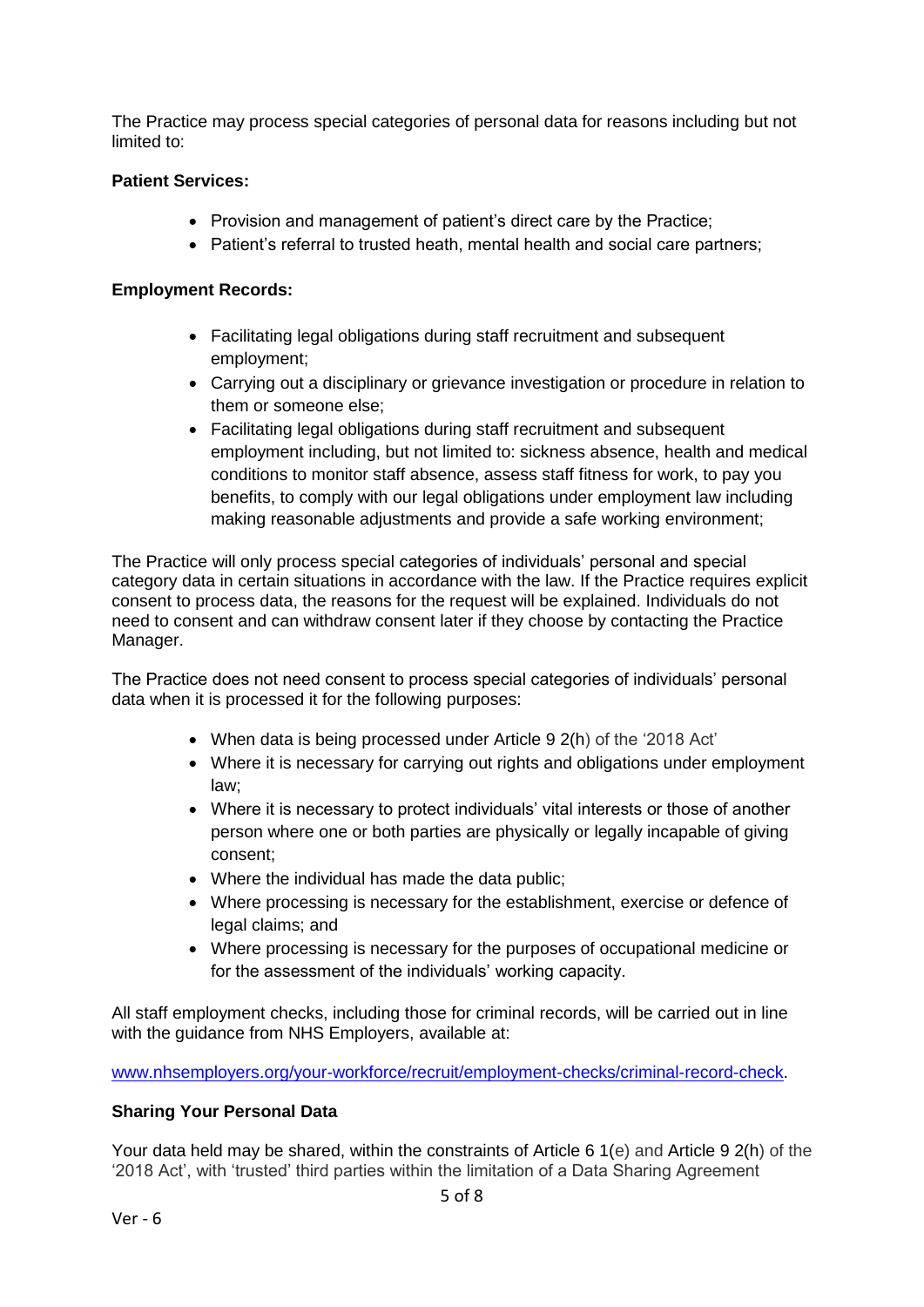The Practice may process special categories of personal data for reasons including but not limited to:

**Patient Services:**

- Provision and management of patient's direct care by the Practice;
- Patient's referral to trusted heath, mental health and social care partners;

**Employment Records:**

- Facilitating legal obligations during staff recruitment and subsequent employment;
- Carrying out a disciplinary or grievance investigation or procedure in relation to them or someone else;
- Facilitating legal obligations during staff recruitment and subsequent employment including, but not limited to: sickness absence, health and medical conditions to monitor staff absence, assess staff fitness for work, to pay you benefits, to comply with our legal obligations under employment law including making reasonable adjustments and provide a safe working environment;

The Practice will only process special categories of individuals' personal and special category data in certain situations in accordance with the law. If the Practice requires explicit consent to process data, the reasons for the request will be explained. Individuals do not need to consent and can withdraw consent later if they choose by contacting the Practice Manager.

The Practice does not need consent to process special categories of individuals' personal data when it is processed it for the following purposes:

- When data is being processed under Article 9 2(h) of the '2018 Act'
- Where it is necessary for carrying out rights and obligations under employment law;
- Where it is necessary to protect individuals' vital interests or those of another person where one or both parties are physically or legally incapable of giving consent;
- Where the individual has made the data public;
- Where processing is necessary for the establishment, exercise or defence of legal claims; and
- Where processing is necessary for the purposes of occupational medicine or for the assessment of the individuals' working capacity.

All staff employment checks, including those for criminal records, will be carried out in line with the guidance from NHS Employers, available at:

[www.nhsemployers.org/your-workforce/recruit/employment-checks/criminal-record-check](www.nhsemployers.org/your-workforce/recruit/employment-checks/criminal-record-check).

**Sharing Your Personal Data**

Your data held may be shared, within the constraints of Article 6 1(e) and Article 9 2(h) of the '2018 Act', with 'trusted' third parties within the limitation of a Data Sharing Agreement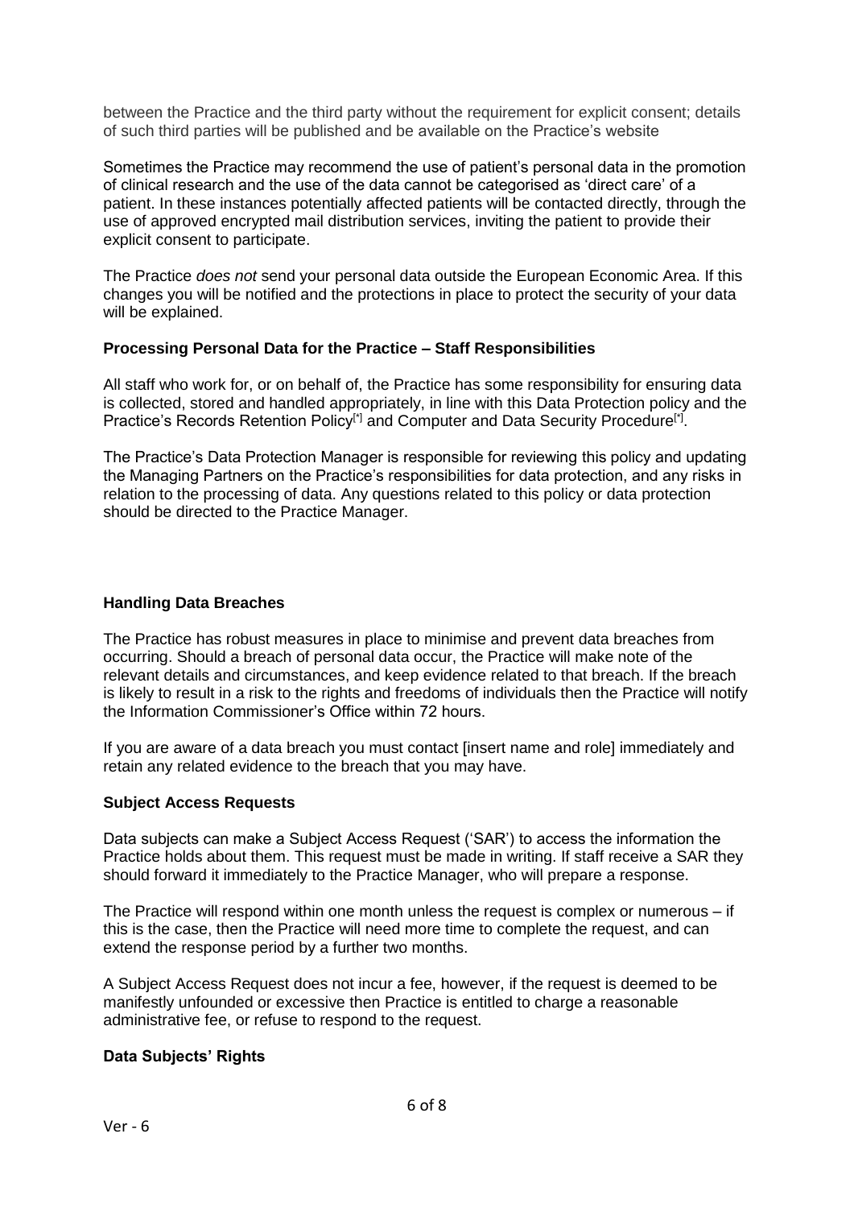between the Practice and the third party without the requirement for explicit consent; details of such third parties will be published and be available on the Practice's website

Sometimes the Practice may recommend the use of patient's personal data in the promotion of clinical research and the use of the data cannot be categorised as 'direct care' of a patient. In these instances potentially affected patients will be contacted directly, through the use of approved encrypted mail distribution services, inviting the patient to provide their explicit consent to participate.

The Practice *does not* send your personal data outside the European Economic Area. If this changes you will be notified and the protections in place to protect the security of your data will be explained.

**Processing Personal Data for the Practice – Staff Responsibilities**

All staff who work for, or on behalf of, the Practice has some responsibility for ensuring data is collected, stored and handled appropriately, in line with this Data Protection policy and the Practice's Records Retention Policy[*] and Computer and Data Security Procedure[*].

The Practice's Data Protection Manager is responsible for reviewing this policy and updating the Managing Partners on the Practice's responsibilities for data protection, and any risks in relation to the processing of data. Any questions related to this policy or data protection should be directed to the Practice Manager.

**Handling Data Breaches**

The Practice has robust measures in place to minimise and prevent data breaches from occurring. Should a breach of personal data occur, the Practice will make note of the relevant details and circumstances, and keep evidence related to that breach. If the breach is likely to result in a risk to the rights and freedoms of individuals then the Practice will notify the Information Commissioner's Office within 72 hours.

If you are aware of a data breach you must contact [insert name and role] immediately and retain any related evidence to the breach that you may have.

**Subject Access Requests**

Data subjects can make a Subject Access Request ('SAR') to access the information the Practice holds about them. This request must be made in writing. If staff receive a SAR they should forward it immediately to the Practice Manager, who will prepare a response.

The Practice will respond within one month unless the request is complex or numerous – if this is the case, then the Practice will need more time to complete the request, and can extend the response period by a further two months.

A Subject Access Request does not incur a fee, however, if the request is deemed to be manifestly unfounded or excessive then Practice is entitled to charge a reasonable administrative fee, or refuse to respond to the request.

**Data Subjects' Rights**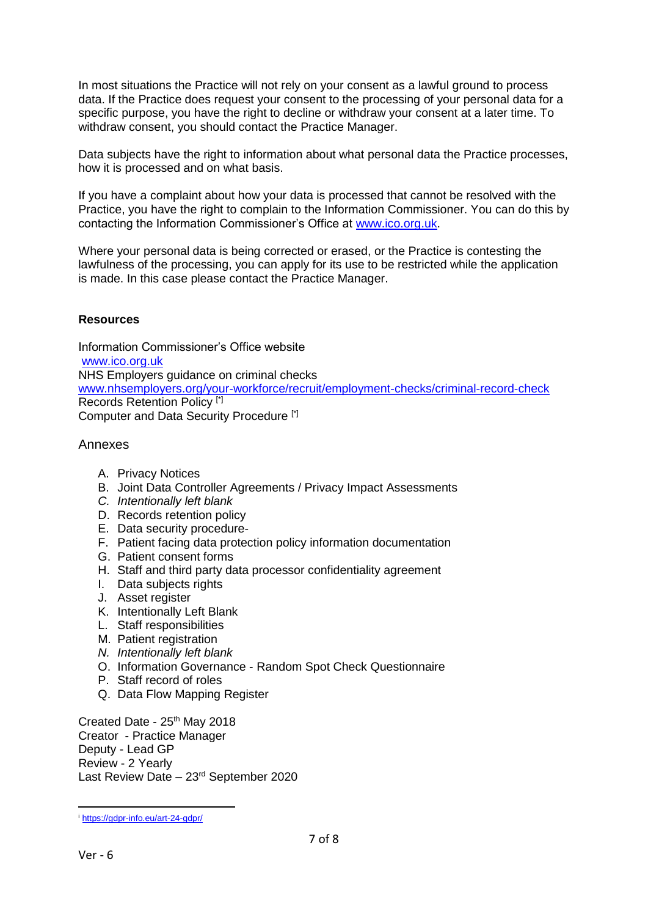In most situations the Practice will not rely on your consent as a lawful ground to process data. If the Practice does request your consent to the processing of your personal data for a specific purpose, you have the right to decline or withdraw your consent at a later time. To withdraw consent, you should contact the Practice Manager.

Data subjects have the right to information about what personal data the Practice processes, how it is processed and on what basis.

If you have a complaint about how your data is processed that cannot be resolved with the Practice, you have the right to complain to the Information Commissioner. You can do this by contacting the Information Commissioner's Office at www.ico.org.uk.

Where your personal data is being corrected or erased, or the Practice is contesting the lawfulness of the processing, you can apply for its use to be restricted while the application is made. In this case please contact the Practice Manager.

**Resources**

Information Commissioner's Office website
www.ico.org.uk
NHS Employers guidance on criminal checks
www.nhsemployers.org/your-workforce/recruit/employment-checks/criminal-record-check
Records Retention Policy [*]
Computer and Data Security Procedure [*]

Annexes

A. Privacy Notices
B. Joint Data Controller Agreements / Privacy Impact Assessments
C. *Intentionally left blank*
D. Records retention policy
E. Data security procedure-
F. Patient facing data protection policy information documentation
G. Patient consent forms
H. Staff and third party data processor confidentiality agreement
I. Data subjects rights
J. Asset register
K. Intentionally Left Blank
L. Staff responsibilities
M. Patient registration
N. *Intentionally left blank*
O. Information Governance - Random Spot Check Questionnaire
P. Staff record of roles
Q. Data Flow Mapping Register

Created Date - 25th May 2018
Creator - Practice Manager
Deputy - Lead GP
Review - 2 Yearly
Last Review Date – 23rd September 2020

[i] https://gdpr-info.eu/art-24-gdpr/

Ver - 6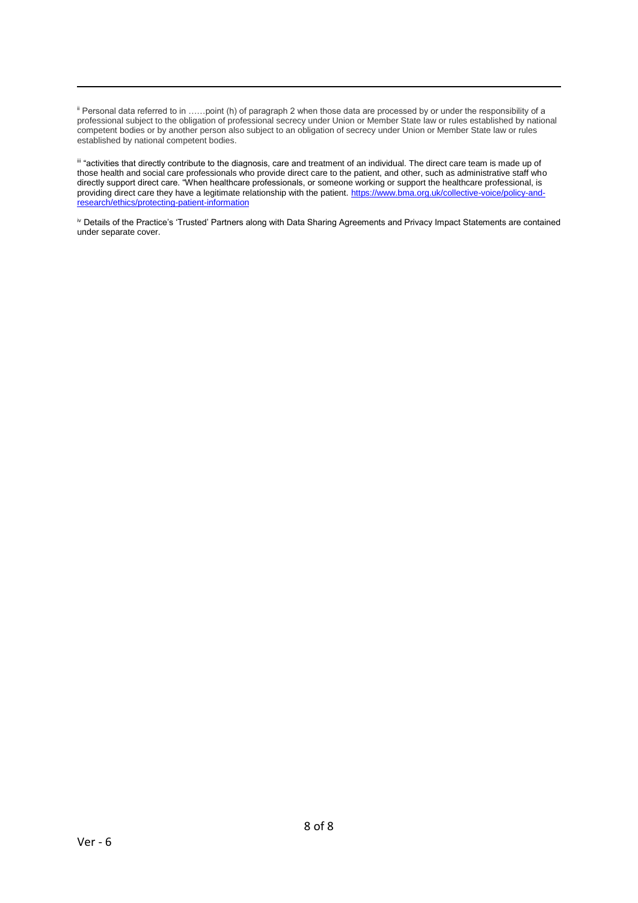---

[ii] Personal data referred to in ……point (h) of paragraph 2 when those data are processed by or under the responsibility of a professional subject to the obligation of professional secrecy under Union or Member State law or rules established by national competent bodies or by another person also subject to an obligation of secrecy under Union or Member State law or rules established by national competent bodies.

[iii] "activities that directly contribute to the diagnosis, care and treatment of an individual. The direct care team is made up of those health and social care professionals who provide direct care to the patient, and other, such as administrative staff who directly support direct care. "When healthcare professionals, or someone working or support the healthcare professional, is providing direct care they have a legitimate relationship with the patient. https://www.bma.org.uk/collective-voice/policy-and-research/ethics/protecting-patient-information

[iv] Details of the Practice's 'Trusted' Partners along with Data Sharing Agreements and Privacy Impact Statements are contained under separate cover.

Ver - 6